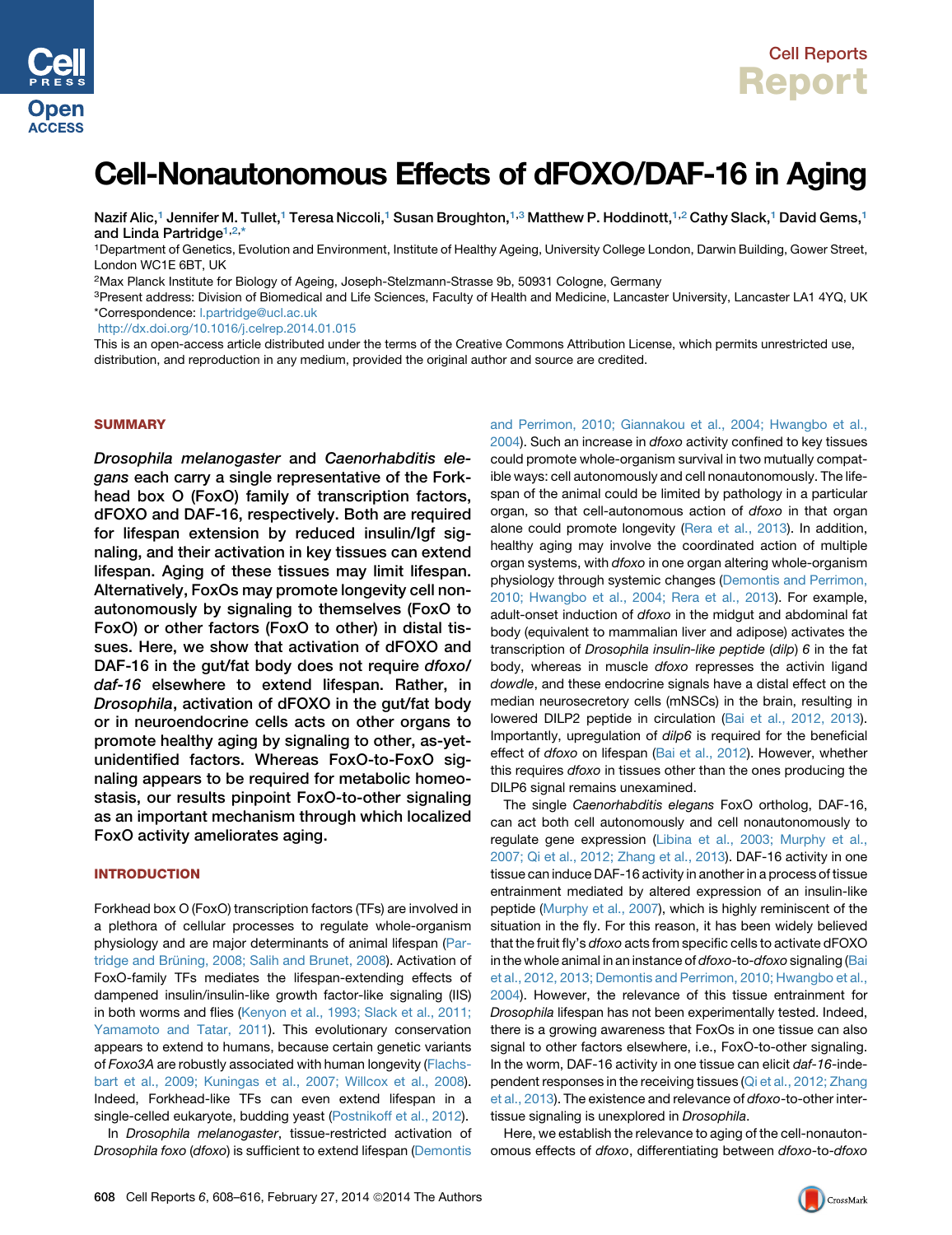# Cell-Nonautonomous Effects of dFOXO/DAF-16 in Aging

Nazif Alic,[1] Jennifer M. Tullet,[1] Teresa Niccoli,[1] Susan Broughton,[1,3] Matthew P. Hoddinott,[1,2] Cathy Slack,[1] David Gems,[1] and Linda Partridge[1,2,*]

[1]Department of Genetics, Evolution and Environment, Institute of Healthy Ageing, University College London, Darwin Building, Gower Street, London WC1E 6BT, UK

[2]Max Planck Institute for Biology of Ageing, Joseph-Stelzmann-Strasse 9b, 50931 Cologne, Germany

[3]Present address: Division of Biomedical and Life Sciences, Faculty of Health and Medicine, Lancaster University, Lancaster LA1 4YQ, UK

*Correspondence: l.partridge@ucl.ac.uk

http://dx.doi.org/10.1016/j.celrep.2014.01.015

This is an open-access article distributed under the terms of the Creative Commons Attribution License, which permits unrestricted use, distribution, and reproduction in any medium, provided the original author and source are credited.

## SUMMARY

*Drosophila melanogaster* and *Caenorhabditis elegans* each carry a single representative of the Forkhead box O (FoxO) family of transcription factors, dFOXO and DAF-16, respectively. Both are required for lifespan extension by reduced insulin/Igf signaling, and their activation in key tissues can extend lifespan. Aging of these tissues may limit lifespan. Alternatively, FoxOs may promote longevity cell nonautonomously by signaling to themselves (FoxO to FoxO) or other factors (FoxO to other) in distal tissues. Here, we show that activation of dFOXO and DAF-16 in the gut/fat body does not require *dfoxo/daf-16* elsewhere to extend lifespan. Rather, in *Drosophila*, activation of dFOXO in the gut/fat body or in neuroendocrine cells acts on other organs to promote healthy aging by signaling to other, as-yet-unidentified factors. Whereas FoxO-to-FoxO signaling appears to be required for metabolic homeostasis, our results pinpoint FoxO-to-other signaling as an important mechanism through which localized FoxO activity ameliorates aging.

## INTRODUCTION

Forkhead box O (FoxO) transcription factors (TFs) are involved in a plethora of cellular processes to regulate whole-organism physiology and are major determinants of animal lifespan (Partridge and Brüning, 2008; Salih and Brunet, 2008). Activation of FoxO-family TFs mediates the lifespan-extending effects of dampened insulin/insulin-like growth factor-like signaling (IIS) in both worms and flies (Kenyon et al., 1993; Slack et al., 2011; Yamamoto and Tatar, 2011). This evolutionary conservation appears to extend to humans, because certain genetic variants of *Foxo3A* are robustly associated with human longevity (Flachsbart et al., 2009; Kuningas et al., 2007; Willcox et al., 2008). Indeed, Forkhead-like TFs can even extend lifespan in a single-celled eukaryote, budding yeast (Postnikoff et al., 2012).

In *Drosophila melanogaster*, tissue-restricted activation of *Drosophila foxo* (*dfoxo*) is sufficient to extend lifespan (Demontis and Perrimon, 2010; Giannakou et al., 2004; Hwangbo et al., 2004). Such an increase in *dfoxo* activity confined to key tissues could promote whole-organism survival in two mutually compatible ways: cell autonomously and cell nonautonomously. The lifespan of the animal could be limited by pathology in a particular organ, so that cell-autonomous action of *dfoxo* in that organ alone could promote longevity (Rera et al., 2013). In addition, healthy aging may involve the coordinated action of multiple organ systems, with *dfoxo* in one organ altering whole-organism physiology through systemic changes (Demontis and Perrimon, 2010; Hwangbo et al., 2004; Rera et al., 2013). For example, adult-onset induction of *dfoxo* in the midgut and abdominal fat body (equivalent to mammalian liver and adipose) activates the transcription of *Drosophila insulin-like peptide* (*dilp*) *6* in the fat body, whereas in muscle *dfoxo* represses the activin ligand *dowdle*, and these endocrine signals have a distal effect on the median neurosecretory cells (mNSCs) in the brain, resulting in lowered DILP2 peptide in circulation (Bai et al., 2012, 2013). Importantly, upregulation of *dilp6* is required for the beneficial effect of *dfoxo* on lifespan (Bai et al., 2012). However, whether this requires *dfoxo* in tissues other than the ones producing the DILP6 signal remains unexamined.

The single *Caenorhabditis elegans* FoxO ortholog, DAF-16, can act both cell autonomously and cell nonautonomously to regulate gene expression (Libina et al., 2003; Murphy et al., 2007; Qi et al., 2012; Zhang et al., 2013). DAF-16 activity in one tissue can induce DAF-16 activity in another in a process of tissue entrainment mediated by altered expression of an insulin-like peptide (Murphy et al., 2007), which is highly reminiscent of the situation in the fly. For this reason, it has been widely believed that the fruit fly's *dfoxo* acts from specific cells to activate dFOXO in the whole animal in an instance of *dfoxo*-to-*dfoxo* signaling (Bai et al., 2012, 2013; Demontis and Perrimon, 2010; Hwangbo et al., 2004). However, the relevance of this tissue entrainment for *Drosophila* lifespan has not been experimentally tested. Indeed, there is a growing awareness that FoxOs in one tissue can also signal to other factors elsewhere, i.e., FoxO-to-other signaling. In the worm, DAF-16 activity in one tissue can elicit *daf-16*-independent responses in the receiving tissues (Qi et al., 2012; Zhang et al., 2013). The existence and relevance of *dfoxo*-to-other intertissue signaling is unexplored in *Drosophila*.

Here, we establish the relevance to aging of the cell-nonautonomous effects of *dfoxo*, differentiating between *dfoxo*-to-*dfoxo*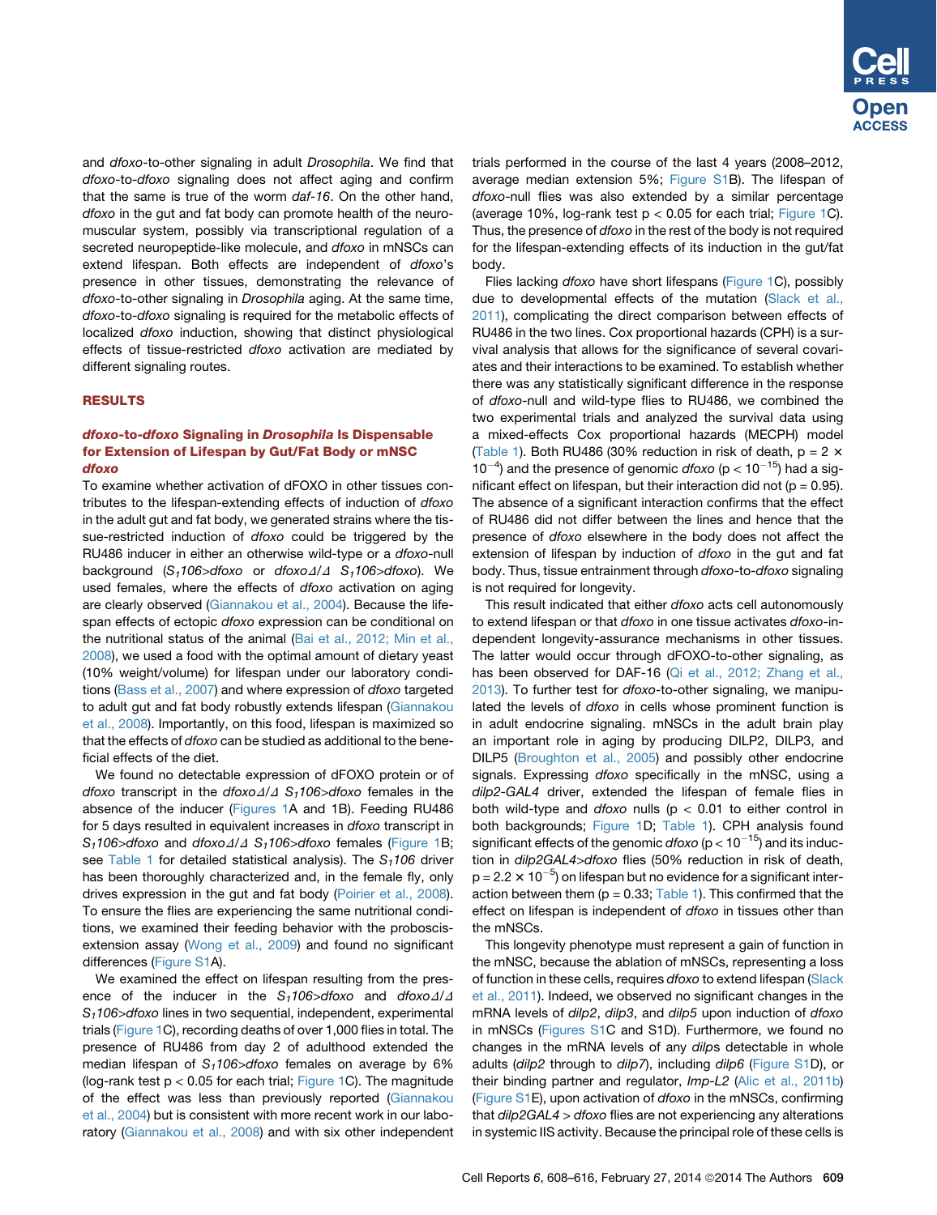and *dfoxo*-to-other signaling in adult *Drosophila*. We find that *dfoxo*-to-*dfoxo* signaling does not affect aging and confirm that the same is true of the worm *daf-16*. On the other hand, *dfoxo* in the gut and fat body can promote health of the neuromuscular system, possibly via transcriptional regulation of a secreted neuropeptide-like molecule, and *dfoxo* in mNSCs can extend lifespan. Both effects are independent of *dfoxo*'s presence in other tissues, demonstrating the relevance of *dfoxo*-to-other signaling in *Drosophila* aging. At the same time, *dfoxo*-to-*dfoxo* signaling is required for the metabolic effects of localized *dfoxo* induction, showing that distinct physiological effects of tissue-restricted *dfoxo* activation are mediated by different signaling routes.

## RESULTS

### *dfoxo*-to-*dfoxo* Signaling in *Drosophila* Is Dispensable for Extension of Lifespan by Gut/Fat Body or mNSC *dfoxo*

To examine whether activation of dFOXO in other tissues contributes to the lifespan-extending effects of induction of *dfoxo* in the adult gut and fat body, we generated strains where the tissue-restricted induction of *dfoxo* could be triggered by the RU486 inducer in either an otherwise wild-type or a *dfoxo*-null background ($S_1106$>*dfoxo* or *dfoxo*Δ/Δ $S_1106$>*dfoxo*). We used females, where the effects of *dfoxo* activation on aging are clearly observed (Giannakou et al., 2004). Because the lifespan effects of ectopic *dfoxo* expression can be conditional on the nutritional status of the animal (Bai et al., 2012; Min et al., 2008), we used a food with the optimal amount of dietary yeast (10% weight/volume) for lifespan under our laboratory conditions (Bass et al., 2007) and where expression of *dfoxo* targeted to adult gut and fat body robustly extends lifespan (Giannakou et al., 2008). Importantly, on this food, lifespan is maximized so that the effects of *dfoxo* can be studied as additional to the beneficial effects of the diet.

We found no detectable expression of dFOXO protein or of *dfoxo* transcript in the *dfoxo*Δ/Δ $S_1106$>*dfoxo* females in the absence of the inducer (Figures 1A and 1B). Feeding RU486 for 5 days resulted in equivalent increases in *dfoxo* transcript in $S_1106$>*dfoxo* and *dfoxo*Δ/Δ $S_1106$>*dfoxo* females (Figure 1B; see Table 1 for detailed statistical analysis). The $S_1106$ driver has been thoroughly characterized and, in the female fly, only drives expression in the gut and fat body (Poirier et al., 2008). To ensure the flies are experiencing the same nutritional conditions, we examined their feeding behavior with the proboscis-extension assay (Wong et al., 2009) and found no significant differences (Figure S1A).

We examined the effect on lifespan resulting from the presence of the inducer in the $S_1106$>*dfoxo* and *dfoxo*Δ/Δ $S_1106$>*dfoxo* lines in two sequential, independent, experimental trials (Figure 1C), recording deaths of over 1,000 flies in total. The presence of RU486 from day 2 of adulthood extended the median lifespan of $S_1106$>*dfoxo* females on average by 6% (log-rank test $p < 0.05$ for each trial; Figure 1C). The magnitude of the effect was less than previously reported (Giannakou et al., 2004) but is consistent with more recent work in our laboratory (Giannakou et al., 2008) and with six other independent trials performed in the course of the last 4 years (2008–2012, average median extension 5%; Figure S1B). The lifespan of *dfoxo*-null flies was also extended by a similar percentage (average 10%, log-rank test $p < 0.05$ for each trial; Figure 1C). Thus, the presence of *dfoxo* in the rest of the body is not required for the lifespan-extending effects of its induction in the gut/fat body.

Flies lacking *dfoxo* have short lifespans (Figure 1C), possibly due to developmental effects of the mutation (Slack et al., 2011), complicating the direct comparison between effects of RU486 in the two lines. Cox proportional hazards (CPH) is a survival analysis that allows for the significance of several covariates and their interactions to be examined. To establish whether there was any statistically significant difference in the response of *dfoxo*-null and wild-type flies to RU486, we combined the two experimental trials and analyzed the survival data using a mixed-effects Cox proportional hazards (MECPH) model (Table 1). Both RU486 (30% reduction in risk of death, $p = 2 \times 10^{-4}$) and the presence of genomic *dfoxo* ($p < 10^{-15}$) had a significant effect on lifespan, but their interaction did not ($p = 0.95$). The absence of a significant interaction confirms that the effect of RU486 did not differ between the lines and hence that the presence of *dfoxo* elsewhere in the body does not affect the extension of lifespan by induction of *dfoxo* in the gut and fat body. Thus, tissue entrainment through *dfoxo*-to-*dfoxo* signaling is not required for longevity.

This result indicated that either *dfoxo* acts cell autonomously to extend lifespan or that *dfoxo* in one tissue activates *dfoxo*-independent longevity-assurance mechanisms in other tissues. The latter would occur through dFOXO-to-other signaling, as has been observed for DAF-16 (Qi et al., 2012; Zhang et al., 2013). To further test for *dfoxo*-to-other signaling, we manipulated the levels of *dfoxo* in cells whose prominent function is in adult endocrine signaling. mNSCs in the adult brain play an important role in aging by producing DILP2, DILP3, and DILP5 (Broughton et al., 2005) and possibly other endocrine signals. Expressing *dfoxo* specifically in the mNSC, using a *dilp2-GAL4* driver, extended the lifespan of female flies in both wild-type and *dfoxo* nulls ($p < 0.01$ to either control in both backgrounds; Figure 1D; Table 1). CPH analysis found significant effects of the genomic *dfoxo* ($p < 10^{-15}$) and its induction in *dilp2GAL4*>*dfoxo* flies (50% reduction in risk of death, $p = 2.2 \times 10^{-5}$) on lifespan but no evidence for a significant interaction between them ($p = 0.33$; Table 1). This confirmed that the effect on lifespan is independent of *dfoxo* in tissues other than the mNSCs.

This longevity phenotype must represent a gain of function in the mNSC, because the ablation of mNSCs, representing a loss of function in these cells, requires *dfoxo* to extend lifespan (Slack et al., 2011). Indeed, we observed no significant changes in the mRNA levels of *dilp2*, *dilp3*, and *dilp5* upon induction of *dfoxo* in mNSCs (Figures S1C and S1D). Furthermore, we found no changes in the mRNA levels of any *dilps* detectable in whole adults (*dilp2* through to *dilp7*), including *dilp6* (Figure S1D), or their binding partner and regulator, *Imp-L2* (Alic et al., 2011b) (Figure S1E), upon activation of *dfoxo* in the mNSCs, confirming that *dilp2GAL4* > *dfoxo* flies are not experiencing any alterations in systemic IIS activity. Because the principal role of these cells is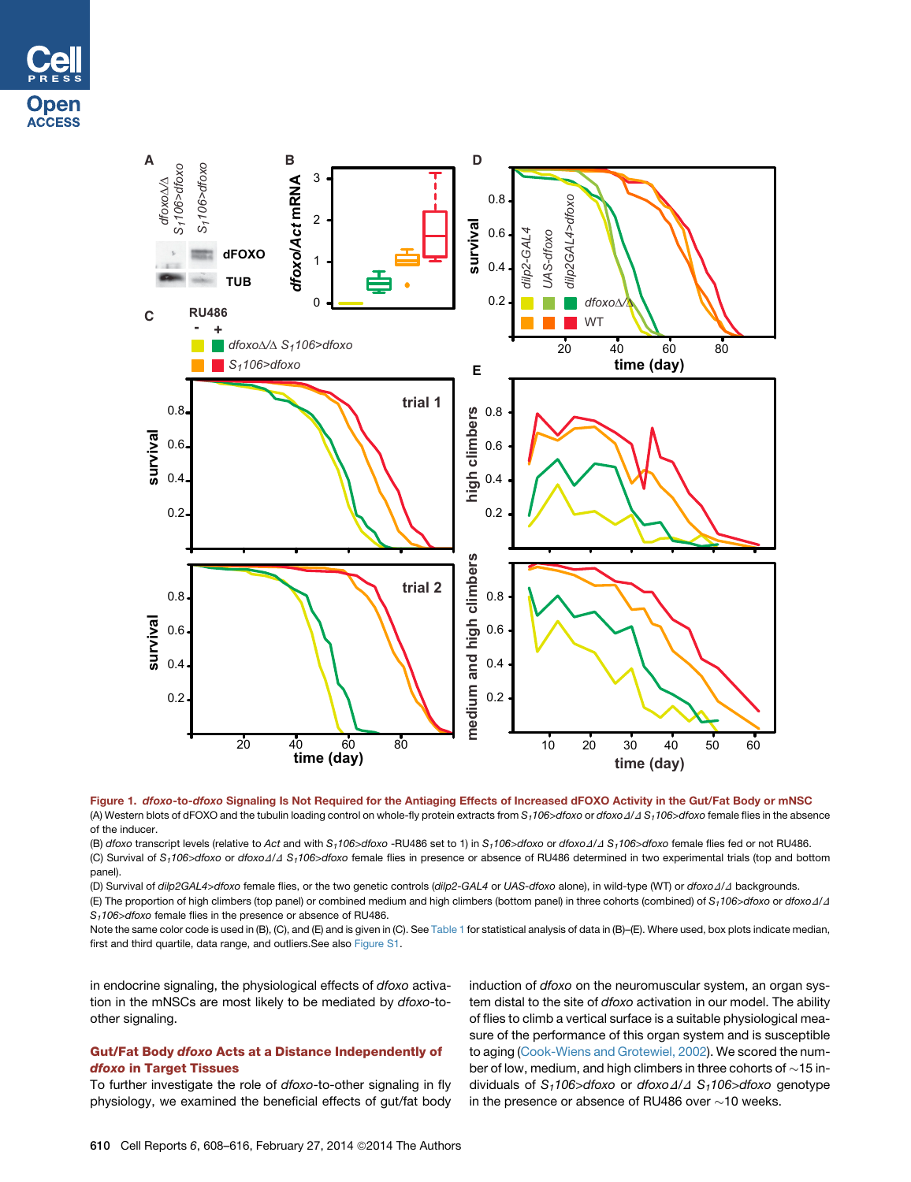**Figure 1. *dfoxo*-to-*dfoxo* Signaling Is Not Required for the Antiaging Effects of Increased dFOXO Activity in the Gut/Fat Body or mNSC**

(A) Western blots of dFOXO and the tubulin loading control on whole-fly protein extracts from $S_1106$>*dfoxo* or *dfoxo*Δ/Δ $S_1106$>*dfoxo* female flies in the absence of the inducer.

(B) *dfoxo* transcript levels (relative to *Act* and with $S_1106$>*dfoxo* -RU486 set to 1) in $S_1106$>*dfoxo* or *dfoxo*Δ/Δ $S_1106$>*dfoxo* female flies fed or not RU486.

(C) Survival of $S_1106$>*dfoxo* or *dfoxo*Δ/Δ $S_1106$>*dfoxo* female flies in presence or absence of RU486 determined in two experimental trials (top and bottom panel).

(D) Survival of *dilp2GAL4*>*dfoxo* female flies, or the two genetic controls (*dilp2-GAL4* or *UAS-dfoxo* alone), in wild-type (WT) or *dfoxo*Δ/Δ backgrounds.

(E) The proportion of high climbers (top panel) or combined medium and high climbers (bottom panel) in three cohorts (combined) of $S_1106$>*dfoxo* or *dfoxo*Δ/Δ $S_1106$>*dfoxo* female flies in the presence or absence of RU486.

Note the same color code is used in (B), (C), and (E) and is given in (C). See Table 1 for statistical analysis of data in (B)–(E). Where used, box plots indicate median, first and third quartile, data range, and outliers. See also Figure S1.

in endocrine signaling, the physiological effects of *dfoxo* activation in the mNSCs are most likely to be mediated by *dfoxo*-to-other signaling.

### Gut/Fat Body *dfoxo* Acts at a Distance Independently of *dfoxo* in Target Tissues

To further investigate the role of *dfoxo*-to-other signaling in fly physiology, we examined the beneficial effects of gut/fat body induction of *dfoxo* on the neuromuscular system, an organ system distal to the site of *dfoxo* activation in our model. The ability of flies to climb a vertical surface is a suitable physiological measure of the performance of this organ system and is susceptible to aging (Cook-Wiens and Grotewiel, 2002). We scored the number of low, medium, and high climbers in three cohorts of ~15 individuals of $S_1106$>*dfoxo* or *dfoxo*Δ/Δ $S_1106$>*dfoxo* genotype in the presence or absence of RU486 over ~10 weeks.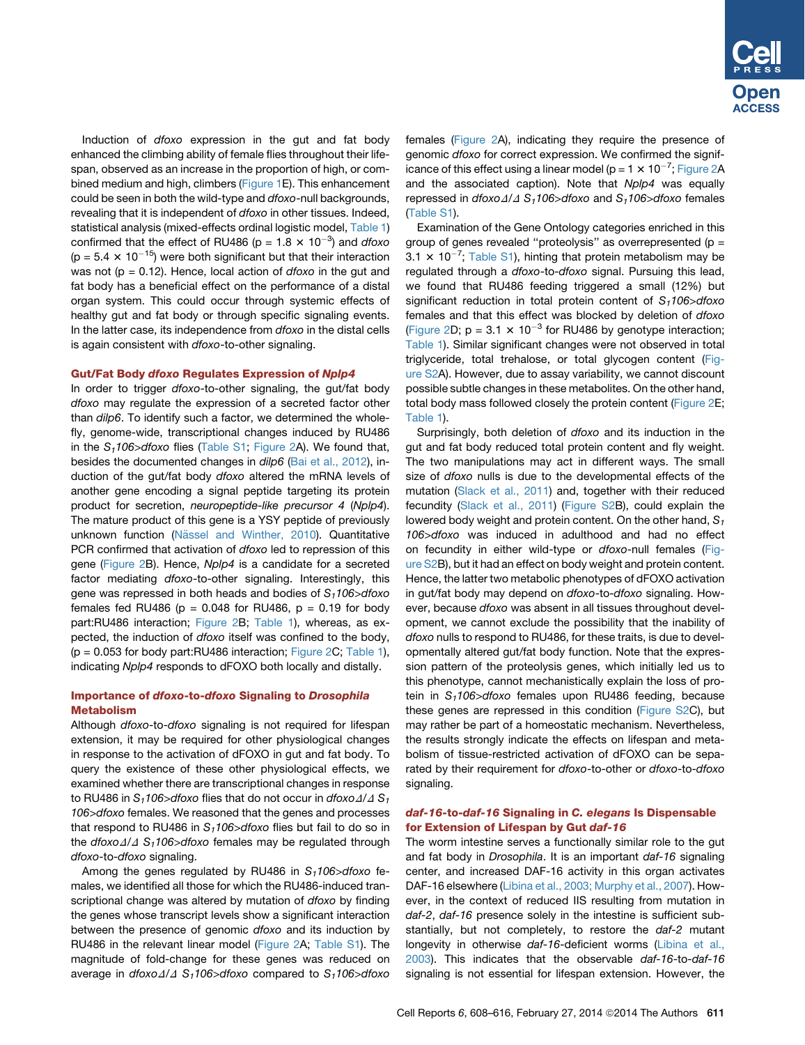Induction of *dfoxo* expression in the gut and fat body enhanced the climbing ability of female flies throughout their lifespan, observed as an increase in the proportion of high, or combined medium and high, climbers (Figure 1E). This enhancement could be seen in both the wild-type and *dfoxo*-null backgrounds, revealing that it is independent of *dfoxo* in other tissues. Indeed, statistical analysis (mixed-effects ordinal logistic model, Table 1) confirmed that the effect of RU486 ($p = 1.8 \times 10^{-3}$) and *dfoxo* ($p = 5.4 \times 10^{-15}$) were both significant but that their interaction was not ($p = 0.12$). Hence, local action of *dfoxo* in the gut and fat body has a beneficial effect on the performance of a distal organ system. This could occur through systemic effects of healthy gut and fat body or through specific signaling events. In the latter case, its independence from *dfoxo* in the distal cells is again consistent with *dfoxo*-to-other signaling.

### Gut/Fat Body *dfoxo* Regulates Expression of *Nplp4*

In order to trigger *dfoxo*-to-other signaling, the gut/fat body *dfoxo* may regulate the expression of a secreted factor other than *dilp6*. To identify such a factor, we determined the whole-fly, genome-wide, transcriptional changes induced by RU486 in the $S_1106$>*dfoxo* flies (Table S1; Figure 2A). We found that, besides the documented changes in *dilp6* (Bai et al., 2012), induction of the gut/fat body *dfoxo* altered the mRNA levels of another gene encoding a signal peptide targeting its protein product for secretion, *neuropeptide-like precursor 4* (*Nplp4*). The mature product of this gene is a YSY peptide of previously unknown function (Nässel and Winther, 2010). Quantitative PCR confirmed that activation of *dfoxo* led to repression of this gene (Figure 2B). Hence, *Nplp4* is a candidate for a secreted factor mediating *dfoxo*-to-other signaling. Interestingly, this gene was repressed in both heads and bodies of $S_1106$>*dfoxo* females fed RU486 ($p = 0.048$ for RU486, $p = 0.19$ for body part:RU486 interaction; Figure 2B; Table 1), whereas, as expected, the induction of *dfoxo* itself was confined to the body, ($p = 0.053$ for body part:RU486 interaction; Figure 2C; Table 1), indicating *Nplp4* responds to dFOXO both locally and distally.

### Importance of *dfoxo*-to-*dfoxo* Signaling to *Drosophila* Metabolism

Although *dfoxo*-to-*dfoxo* signaling is not required for lifespan extension, it may be required for other physiological changes in response to the activation of dFOXO in gut and fat body. To query the existence of these other physiological effects, we examined whether there are transcriptional changes in response to RU486 in $S_1106$>*dfoxo* flies that do not occur in *dfoxo*Δ/Δ $S_1$ *106*>*dfoxo* females. We reasoned that the genes and processes that respond to RU486 in $S_1106$>*dfoxo* flies but fail to do so in the *dfoxo*Δ/Δ $S_1106$>*dfoxo* females may be regulated through *dfoxo*-to-*dfoxo* signaling.

Among the genes regulated by RU486 in $S_1106$>*dfoxo* females, we identified all those for which the RU486-induced transcriptional change was altered by mutation of *dfoxo* by finding the genes whose transcript levels show a significant interaction between the presence of genomic *dfoxo* and its induction by RU486 in the relevant linear model (Figure 2A; Table S1). The magnitude of fold-change for these genes was reduced on average in *dfoxo*Δ/Δ $S_1106$>*dfoxo* compared to $S_1106$>*dfoxo* females (Figure 2A), indicating they require the presence of genomic *dfoxo* for correct expression. We confirmed the significance of this effect using a linear model ($p = 1 \times 10^{-7}$; Figure 2A and the associated caption). Note that *Nplp4* was equally repressed in *dfoxo*Δ/Δ $S_1106$>*dfoxo* and $S_1106$>*dfoxo* females (Table S1).

Examination of the Gene Ontology categories enriched in this group of genes revealed "proteolysis" as overrepresented ($p = 3.1 \times 10^{-7}$; Table S1), hinting that protein metabolism may be regulated through a *dfoxo*-to-*dfoxo* signal. Pursuing this lead, we found that RU486 feeding triggered a small (12%) but significant reduction in total protein content of $S_1106$>*dfoxo* females and that this effect was blocked by deletion of *dfoxo* (Figure 2D; $p = 3.1 \times 10^{-3}$ for RU486 by genotype interaction; Table 1). Similar significant changes were not observed in total triglyceride, total trehalose, or total glycogen content (Figure S2A). However, due to assay variability, we cannot discount possible subtle changes in these metabolites. On the other hand, total body mass followed closely the protein content (Figure 2E; Table 1).

Surprisingly, both deletion of *dfoxo* and its induction in the gut and fat body reduced total protein content and fly weight. The two manipulations may act in different ways. The small size of *dfoxo* nulls is due to the developmental effects of the mutation (Slack et al., 2011) and, together with their reduced fecundity (Slack et al., 2011) (Figure S2B), could explain the lowered body weight and protein content. On the other hand, $S_1$ *106*>*dfoxo* was induced in adulthood and had no effect on fecundity in either wild-type or *dfoxo*-null females (Figure S2B), but it had an effect on body weight and protein content. Hence, the latter two metabolic phenotypes of dFOXO activation in gut/fat body may depend on *dfoxo*-to-*dfoxo* signaling. However, because *dfoxo* was absent in all tissues throughout development, we cannot exclude the possibility that the inability of *dfoxo* nulls to respond to RU486, for these traits, is due to developmentally altered gut/fat body function. Note that the expression pattern of the proteolysis genes, which initially led us to this phenotype, cannot mechanistically explain the loss of protein in $S_1106$>*dfoxo* females upon RU486 feeding, because these genes are repressed in this condition (Figure S2C), but may rather be part of a homeostatic mechanism. Nevertheless, the results strongly indicate the effects on lifespan and metabolism of tissue-restricted activation of dFOXO can be separated by their requirement for *dfoxo*-to-other or *dfoxo*-to-*dfoxo* signaling.

### *daf-16*-to-*daf-16* Signaling in *C. elegans* Is Dispensable for Extension of Lifespan by Gut *daf-16*

The worm intestine serves a functionally similar role to the gut and fat body in *Drosophila*. It is an important *daf-16* signaling center, and increased DAF-16 activity in this organ activates DAF-16 elsewhere (Libina et al., 2003; Murphy et al., 2007). However, in the context of reduced IIS resulting from mutation in *daf-2*, *daf-16* presence solely in the intestine is sufficient substantially, but not completely, to restore the *daf-2* mutant longevity in otherwise *daf-16*-deficient worms (Libina et al., 2003). This indicates that the observable *daf-16*-to-*daf-16* signaling is not essential for lifespan extension. However, the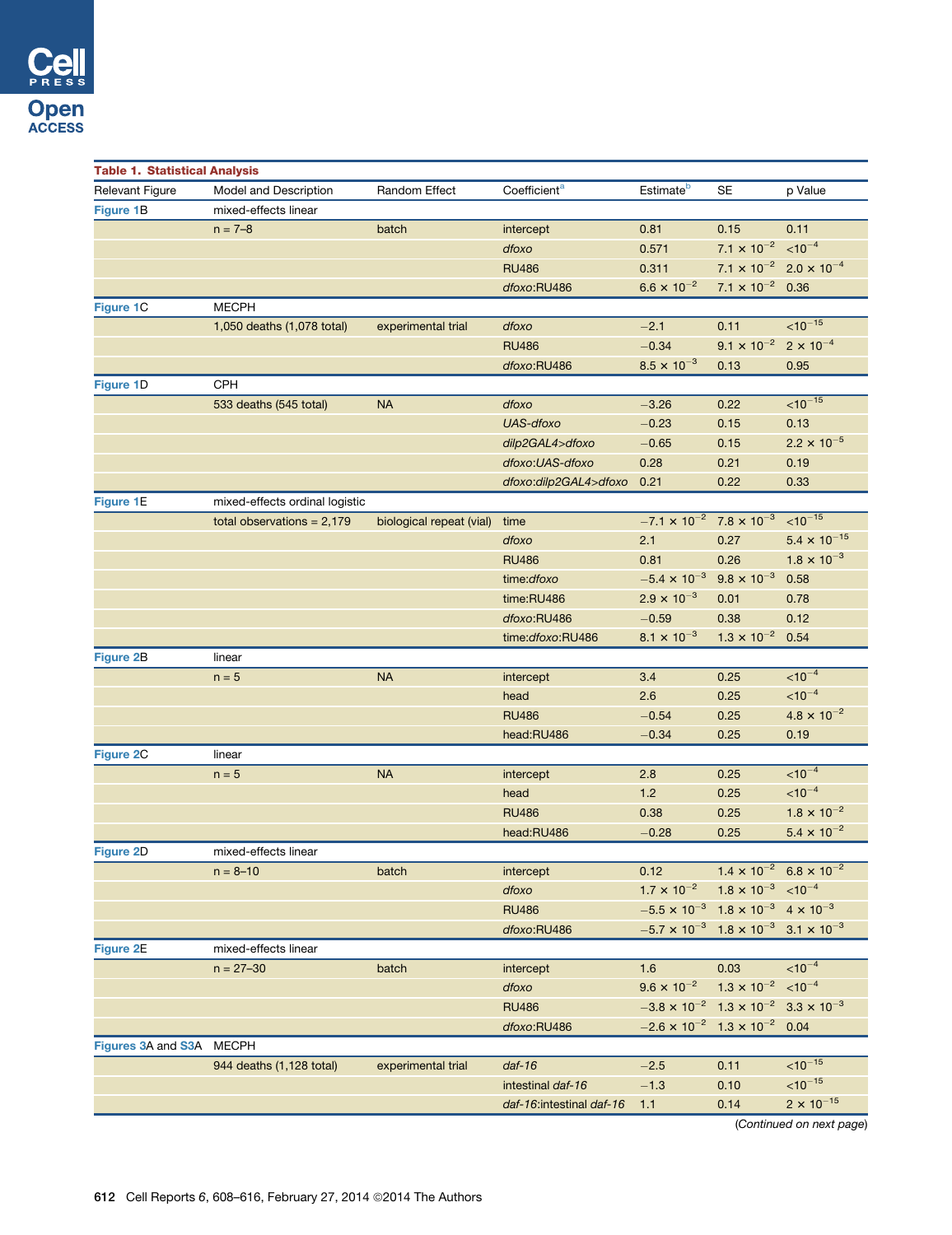**Table 1. Statistical Analysis**

| Relevant Figure | Model and Description | Random Effect | Coefficient[a] | Estimate[b] | SE | p Value |
|---|---|---|---|---|---|---|
| Figure 1B | mixed-effects linear | | | | | |
| | n = 7–8 | batch | intercept | 0.81 | 0.15 | 0.11 |
| | | | *dfoxo* | 0.571 | $7.1 \times 10^{-2}$ | $<10^{-4}$ |
| | | | RU486 | 0.311 | $7.1 \times 10^{-2}$ | $2.0 \times 10^{-4}$ |
| | | | *dfoxo*:RU486 | $6.6 \times 10^{-2}$ | $7.1 \times 10^{-2}$ | 0.36 |
| Figure 1C | MECPH | | | | | |
| | 1,050 deaths (1,078 total) | experimental trial | *dfoxo* | −2.1 | 0.11 | $<10^{-15}$ |
| | | | RU486 | −0.34 | $9.1 \times 10^{-2}$ | $2 \times 10^{-4}$ |
| | | | *dfoxo*:RU486 | $8.5 \times 10^{-3}$ | 0.13 | 0.95 |
| Figure 1D | CPH | | | | | |
| | 533 deaths (545 total) | NA | *dfoxo* | −3.26 | 0.22 | $<10^{-15}$ |
| | | | *UAS-dfoxo* | −0.23 | 0.15 | 0.13 |
| | | | *dilp2GAL4>dfoxo* | −0.65 | 0.15 | $2.2 \times 10^{-5}$ |
| | | | *dfoxo:UAS-dfoxo* | 0.28 | 0.21 | 0.19 |
| | | | *dfoxo:dilp2GAL4>dfoxo* | 0.21 | 0.22 | 0.33 |
| Figure 1E | mixed-effects ordinal logistic | | | | | |
| | total observations = 2,179 | biological repeat (vial) | time | $-7.1 \times 10^{-2}$ | $7.8 \times 10^{-3}$ | $<10^{-15}$ |
| | | | *dfoxo* | 2.1 | 0.27 | $5.4 \times 10^{-15}$ |
| | | | RU486 | 0.81 | 0.26 | $1.8 \times 10^{-3}$ |
| | | | time:*dfoxo* | $-5.4 \times 10^{-3}$ | $9.8 \times 10^{-3}$ | 0.58 |
| | | | time:RU486 | $2.9 \times 10^{-3}$ | 0.01 | 0.78 |
| | | | *dfoxo*:RU486 | −0.59 | 0.38 | 0.12 |
| | | | time:*dfoxo*:RU486 | $8.1 \times 10^{-3}$ | $1.3 \times 10^{-2}$ | 0.54 |
| Figure 2B | linear | | | | | |
| | n = 5 | NA | intercept | 3.4 | 0.25 | $<10^{-4}$ |
| | | | head | 2.6 | 0.25 | $<10^{-4}$ |
| | | | RU486 | −0.54 | 0.25 | $4.8 \times 10^{-2}$ |
| | | | head:RU486 | −0.34 | 0.25 | 0.19 |
| Figure 2C | linear | | | | | |
| | n = 5 | NA | intercept | 2.8 | 0.25 | $<10^{-4}$ |
| | | | head | 1.2 | 0.25 | $<10^{-4}$ |
| | | | RU486 | 0.38 | 0.25 | $1.8 \times 10^{-2}$ |
| | | | head:RU486 | −0.28 | 0.25 | $5.4 \times 10^{-2}$ |
| Figure 2D | mixed-effects linear | | | | | |
| | n = 8–10 | batch | intercept | 0.12 | $1.4 \times 10^{-2}$ | $6.8 \times 10^{-2}$ |
| | | | *dfoxo* | $1.7 \times 10^{-2}$ | $1.8 \times 10^{-3}$ | $<10^{-4}$ |
| | | | RU486 | $-5.5 \times 10^{-3}$ | $1.8 \times 10^{-3}$ | $4 \times 10^{-3}$ |
| | | | *dfoxo*:RU486 | $-5.7 \times 10^{-3}$ | $1.8 \times 10^{-3}$ | $3.1 \times 10^{-3}$ |
| Figure 2E | mixed-effects linear | | | | | |
| | n = 27–30 | batch | intercept | 1.6 | 0.03 | $<10^{-4}$ |
| | | | *dfoxo* | $9.6 \times 10^{-2}$ | $1.3 \times 10^{-2}$ | $<10^{-4}$ |
| | | | RU486 | $-3.8 \times 10^{-2}$ | $1.3 \times 10^{-2}$ | $3.3 \times 10^{-3}$ |
| | | | *dfoxo*:RU486 | $-2.6 \times 10^{-2}$ | $1.3 \times 10^{-2}$ | 0.04 |
| Figures 3A and S3A | MECPH | | | | | |
| | 944 deaths (1,128 total) | experimental trial | *daf-16* | −2.5 | 0.11 | $<10^{-15}$ |
| | | | intestinal *daf-16* | −1.3 | 0.10 | $<10^{-15}$ |
| | | | *daf-16*:intestinal *daf-16* | 1.1 | 0.14 | $2 \times 10^{-15}$ |

(*Continued on next page*)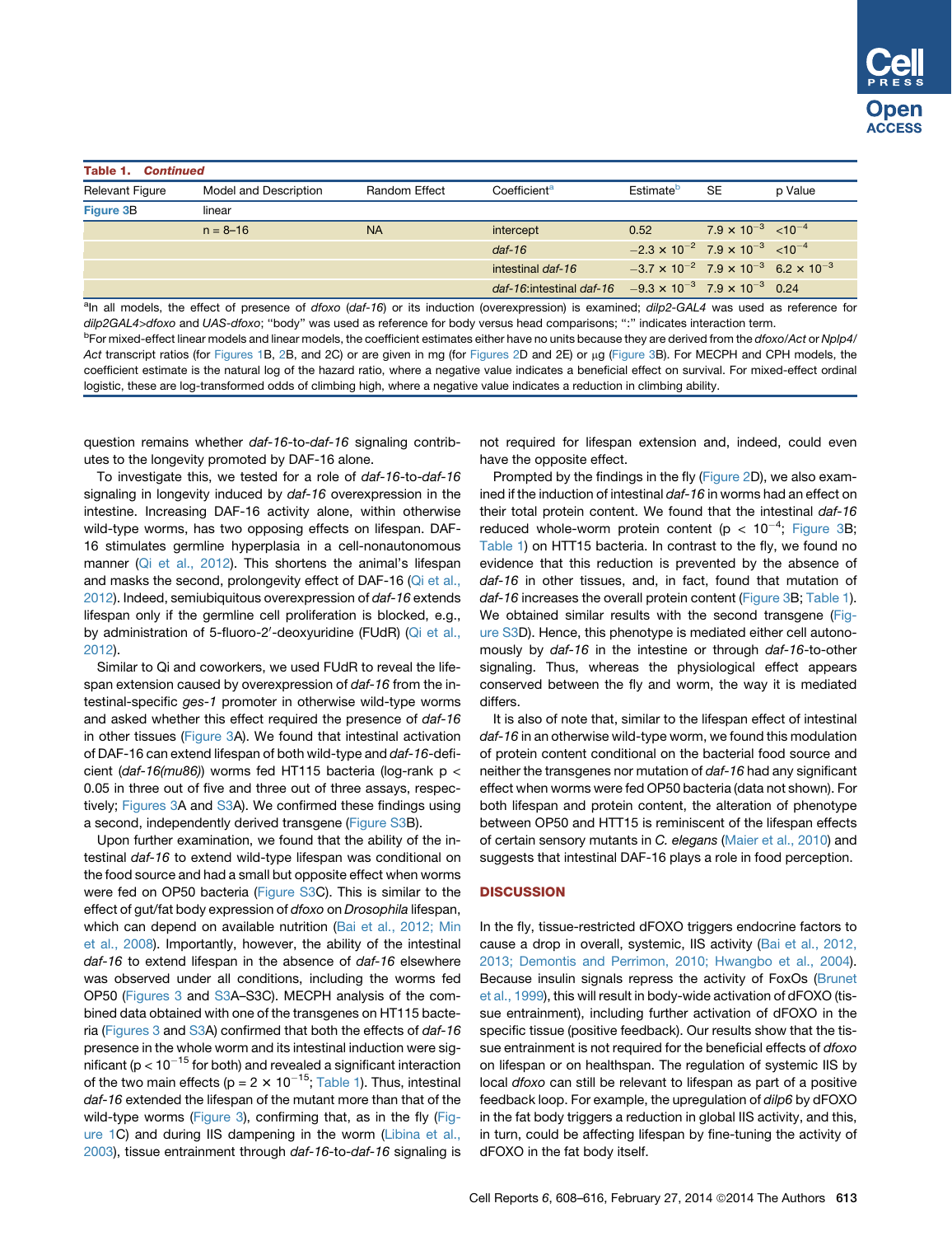**Table 1. *Continued***

| Relevant Figure | Model and Description | Random Effect | Coefficient[a] | Estimate[b] | SE | p Value |
|---|---|---|---|---|---|---|
| Figure 3B | linear | | | | | |
| | n = 8–16 | NA | intercept | 0.52 | $7.9 \times 10^{-3}$ | $<10^{-4}$ |
| | | | *daf-16* | $-2.3 \times 10^{-2}$ | $7.9 \times 10^{-3}$ | $<10^{-4}$ |
| | | | intestinal *daf-16* | $-3.7 \times 10^{-2}$ | $7.9 \times 10^{-3}$ | $6.2 \times 10^{-3}$ |
| | | | *daf-16*:intestinal *daf-16* | $-9.3 \times 10^{-3}$ | $7.9 \times 10^{-3}$ | 0.24 |

[a]In all models, the effect of presence of *dfoxo* (*daf-16*) or its induction (overexpression) is examined; *dilp2-GAL4* was used as reference for *dilp2GAL4>dfoxo* and *UAS-dfoxo*; "body" was used as reference for body versus head comparisons; ":" indicates interaction term.

[b]For mixed-effect linear models and linear models, the coefficient estimates either have no units because they are derived from the *dfoxo/Act* or *Nplp4/Act* transcript ratios (for Figures 1B, 2B, and 2C) or are given in mg (for Figures 2D and 2E) or μg (Figure 3B). For MECPH and CPH models, the coefficient estimate is the natural log of the hazard ratio, where a negative value indicates a beneficial effect on survival. For mixed-effect ordinal logistic, these are log-transformed odds of climbing high, where a negative value indicates a reduction in climbing ability.

question remains whether *daf-16*-to-*daf-16* signaling contributes to the longevity promoted by DAF-16 alone.

To investigate this, we tested for a role of *daf-16*-to-*daf-16* signaling in longevity induced by *daf-16* overexpression in the intestine. Increasing DAF-16 activity alone, within otherwise wild-type worms, has two opposing effects on lifespan. DAF-16 stimulates germline hyperplasia in a cell-nonautonomous manner (Qi et al., 2012). This shortens the animal's lifespan and masks the second, prolongevity effect of DAF-16 (Qi et al., 2012). Indeed, semiubiquitous overexpression of *daf-16* extends lifespan only if the germline cell proliferation is blocked, e.g., by administration of 5-fluoro-2′-deoxyuridine (FUdR) (Qi et al., 2012).

Similar to Qi and coworkers, we used FUdR to reveal the lifespan extension caused by overexpression of *daf-16* from the intestinal-specific *ges-1* promoter in otherwise wild-type worms and asked whether this effect required the presence of *daf-16* in other tissues (Figure 3A). We found that intestinal activation of DAF-16 can extend lifespan of both wild-type and *daf-16*-deficient (*daf-16(mu86)*) worms fed HT115 bacteria (log-rank $p < 0.05$ in three out of five and three out of three assays, respectively; Figures 3A and S3A). We confirmed these findings using a second, independently derived transgene (Figure S3B).

Upon further examination, we found that the ability of the intestinal *daf-16* to extend wild-type lifespan was conditional on the food source and had a small but opposite effect when worms were fed on OP50 bacteria (Figure S3C). This is similar to the effect of gut/fat body expression of *dfoxo* on *Drosophila* lifespan, which can depend on available nutrition (Bai et al., 2012; Min et al., 2008). Importantly, however, the ability of the intestinal *daf-16* to extend lifespan in the absence of *daf-16* elsewhere was observed under all conditions, including the worms fed OP50 (Figures 3 and S3A–S3C). MECPH analysis of the combined data obtained with one of the transgenes on HT115 bacteria (Figures 3 and S3A) confirmed that both the effects of *daf-16* presence in the whole worm and its intestinal induction were significant ($p < 10^{-15}$ for both) and revealed a significant interaction of the two main effects ($p = 2 \times 10^{-15}$; Table 1). Thus, intestinal *daf-16* extended the lifespan of the mutant more than that of the wild-type worms (Figure 3), confirming that, as in the fly (Figure 1C) and during IIS dampening in the worm (Libina et al., 2003), tissue entrainment through *daf-16*-to-*daf-16* signaling is not required for lifespan extension and, indeed, could even have the opposite effect.

Prompted by the findings in the fly (Figure 2D), we also examined if the induction of intestinal *daf-16* in worms had an effect on their total protein content. We found that the intestinal *daf-16* reduced whole-worm protein content ($p < 10^{-4}$; Figure 3B; Table 1) on HTT15 bacteria. In contrast to the fly, we found no evidence that this reduction is prevented by the absence of *daf-16* in other tissues, and, in fact, found that mutation of *daf-16* increases the overall protein content (Figure 3B; Table 1). We obtained similar results with the second transgene (Figure S3D). Hence, this phenotype is mediated either cell autonomously by *daf-16* in the intestine or through *daf-16*-to-other signaling. Thus, whereas the physiological effect appears conserved between the fly and worm, the way it is mediated differs.

It is also of note that, similar to the lifespan effect of intestinal *daf-16* in an otherwise wild-type worm, we found this modulation of protein content conditional on the bacterial food source and neither the transgenes nor mutation of *daf-16* had any significant effect when worms were fed OP50 bacteria (data not shown). For both lifespan and protein content, the alteration of phenotype between OP50 and HTT15 is reminiscent of the lifespan effects of certain sensory mutants in *C. elegans* (Maier et al., 2010) and suggests that intestinal DAF-16 plays a role in food perception.

## DISCUSSION

In the fly, tissue-restricted dFOXO triggers endocrine factors to cause a drop in overall, systemic, IIS activity (Bai et al., 2012, 2013; Demontis and Perrimon, 2010; Hwangbo et al., 2004). Because insulin signals repress the activity of FoxOs (Brunet et al., 1999), this will result in body-wide activation of dFOXO (tissue entrainment), including further activation of dFOXO in the specific tissue (positive feedback). Our results show that the tissue entrainment is not required for the beneficial effects of *dfoxo* on lifespan or on healthspan. The regulation of systemic IIS by local *dfoxo* can still be relevant to lifespan as part of a positive feedback loop. For example, the upregulation of *dilp6* by dFOXO in the fat body triggers a reduction in global IIS activity, and this, in turn, could be affecting lifespan by fine-tuning the activity of dFOXO in the fat body itself.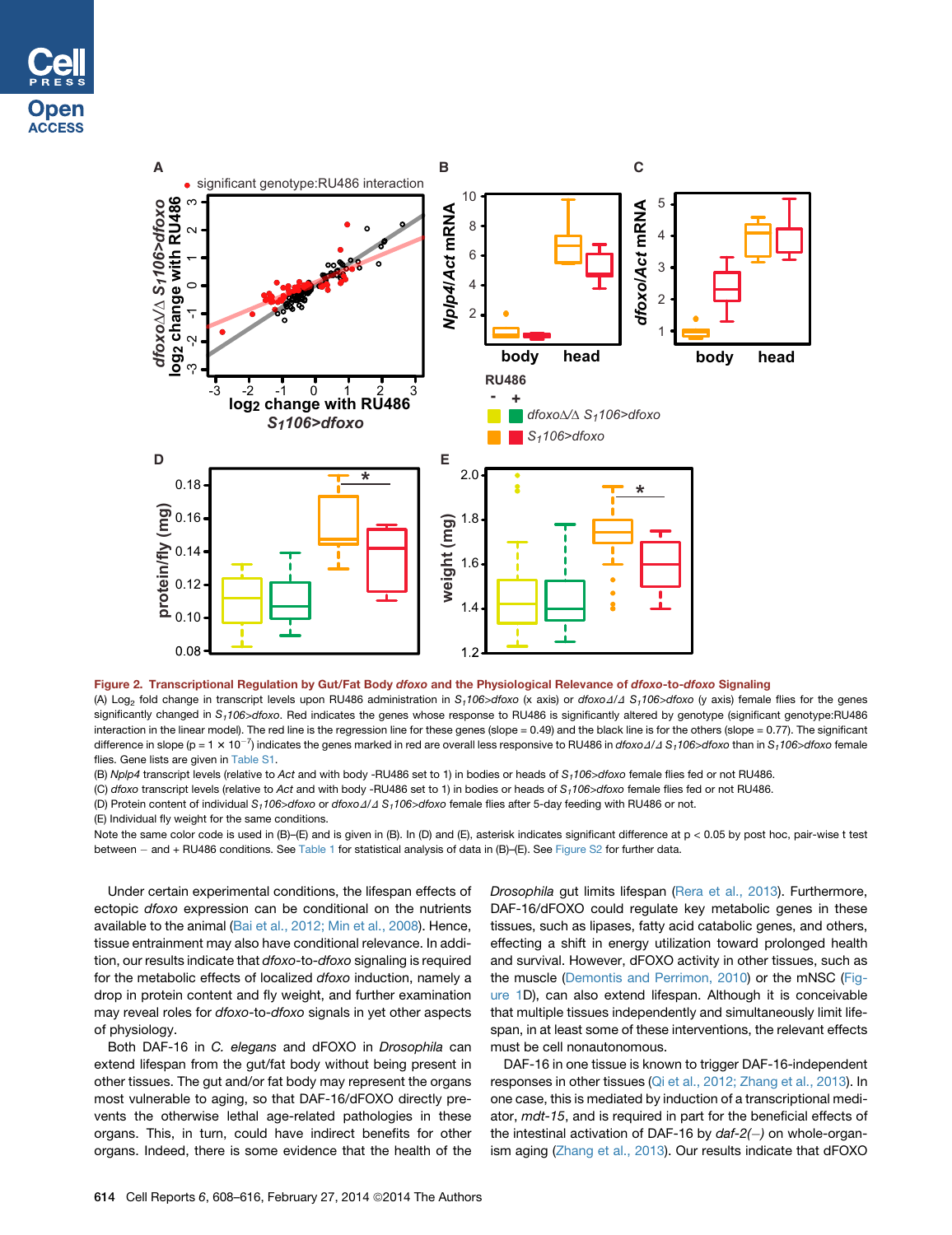**Figure 2. Transcriptional Regulation by Gut/Fat Body *dfoxo* and the Physiological Relevance of *dfoxo*-to-*dfoxo* Signaling**

(A) $Log_2$ fold change in transcript levels upon RU486 administration in $S_1106$>*dfoxo* (x axis) or *dfoxo*Δ/Δ $S_1106$>*dfoxo* (y axis) female flies for the genes significantly changed in $S_1106$>*dfoxo*. Red indicates the genes whose response to RU486 is significantly altered by genotype (significant genotype:RU486 interaction in the linear model). The red line is the regression line for these genes (slope = 0.49) and the black line is for the others (slope = 0.77). The significant difference in slope ($p = 1 \times 10^{-7}$) indicates the genes marked in red are overall less responsive to RU486 in *dfoxo*Δ/Δ $S_1106$>*dfoxo* than in $S_1106$>*dfoxo* female flies. Gene lists are given in Table S1.

(B) *Nplp4* transcript levels (relative to *Act* and with body -RU486 set to 1) in bodies or heads of $S_1106$>*dfoxo* female flies fed or not RU486.

(C) *dfoxo* transcript levels (relative to *Act* and with body -RU486 set to 1) in bodies or heads of $S_1106$>*dfoxo* female flies fed or not RU486.

(D) Protein content of individual $S_1106$>*dfoxo* or *dfoxo*Δ/Δ $S_1106$>*dfoxo* female flies after 5-day feeding with RU486 or not.

(E) Individual fly weight for the same conditions.

Note the same color code is used in (B)–(E) and is given in (B). In (D) and (E), asterisk indicates significant difference at $p < 0.05$ by post hoc, pair-wise t test between – and + RU486 conditions. See Table 1 for statistical analysis of data in (B)–(E). See Figure S2 for further data.

Under certain experimental conditions, the lifespan effects of ectopic *dfoxo* expression can be conditional on the nutrients available to the animal (Bai et al., 2012; Min et al., 2008). Hence, tissue entrainment may also have conditional relevance. In addition, our results indicate that *dfoxo*-to-*dfoxo* signaling is required for the metabolic effects of localized *dfoxo* induction, namely a drop in protein content and fly weight, and further examination may reveal roles for *dfoxo*-to-*dfoxo* signals in yet other aspects of physiology.

Both DAF-16 in *C. elegans* and dFOXO in *Drosophila* can extend lifespan from the gut/fat body without being present in other tissues. The gut and/or fat body may represent the organs most vulnerable to aging, so that DAF-16/dFOXO directly prevents the otherwise lethal age-related pathologies in these organs. This, in turn, could have indirect benefits for other organs. Indeed, there is some evidence that the health of the *Drosophila* gut limits lifespan (Rera et al., 2013). Furthermore, DAF-16/dFOXO could regulate key metabolic genes in these tissues, such as lipases, fatty acid catabolic genes, and others, effecting a shift in energy utilization toward prolonged health and survival. However, dFOXO activity in other tissues, such as the muscle (Demontis and Perrimon, 2010) or the mNSC (Figure 1D), can also extend lifespan. Although it is conceivable that multiple tissues independently and simultaneously limit lifespan, in at least some of these interventions, the relevant effects must be cell nonautonomous.

DAF-16 in one tissue is known to trigger DAF-16-independent responses in other tissues (Qi et al., 2012; Zhang et al., 2013). In one case, this is mediated by induction of a transcriptional mediator, *mdt-15*, and is required in part for the beneficial effects of the intestinal activation of DAF-16 by *daf-2(–)* on whole-organism aging (Zhang et al., 2013). Our results indicate that dFOXO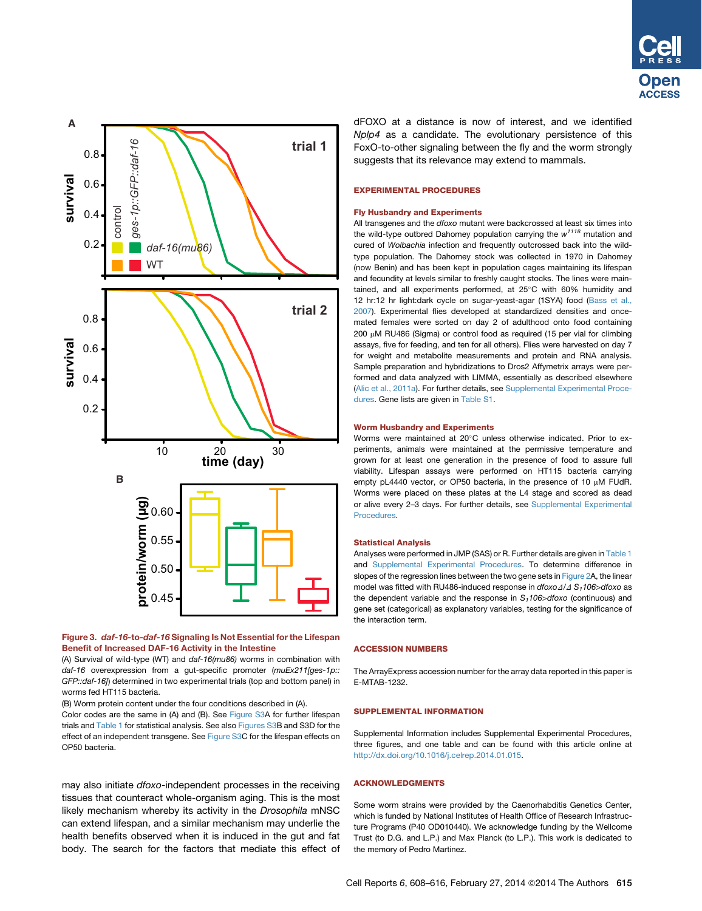**Figure 3. *daf-16*-to-*daf-16* Signaling Is Not Essential for the Lifespan Benefit of Increased DAF-16 Activity in the Intestine**

(A) Survival of wild-type (WT) and *daf-16(mu86)* worms in combination with *daf-16* overexpression from a gut-specific promoter (*muEx211[ges-1p::GFP::daf-16]*) determined in two experimental trials (top and bottom panel) in worms fed HT115 bacteria.

(B) Worm protein content under the four conditions described in (A).

Color codes are the same in (A) and (B). See Figure S3A for further lifespan trials and Table 1 for statistical analysis. See also Figures S3B and S3D for the effect of an independent transgene. See Figure S3C for the lifespan effects on OP50 bacteria.

may also initiate *dfoxo*-independent processes in the receiving tissues that counteract whole-organism aging. This is the most likely mechanism whereby its activity in the *Drosophila* mNSC can extend lifespan, and a similar mechanism may underlie the health benefits observed when it is induced in the gut and fat body. The search for the factors that mediate this effect of dFOXO at a distance is now of interest, and we identified *Nplp4* as a candidate. The evolutionary persistence of this FoxO-to-other signaling between the fly and the worm strongly suggests that its relevance may extend to mammals.

## EXPERIMENTAL PROCEDURES

### Fly Husbandry and Experiments

All transgenes and the *dfoxo* mutant were backcrossed at least six times into the wild-type outbred Dahomey population carrying the $w^{1118}$ mutation and cured of *Wolbachia* infection and frequently outcrossed back into the wild-type population. The Dahomey stock was collected in 1970 in Dahomey (now Benin) and has been kept in population cages maintaining its lifespan and fecundity at levels similar to freshly caught stocks. The lines were maintained, and all experiments performed, at 25°C with 60% humidity and 12 hr:12 hr light:dark cycle on sugar-yeast-agar (1SYA) food (Bass et al., 2007). Experimental flies developed at standardized densities and once-mated females were sorted on day 2 of adulthood onto food containing 200 μM RU486 (Sigma) or control food as required (15 per vial for climbing assays, five for feeding, and ten for all others). Flies were harvested on day 7 for weight and metabolite measurements and protein and RNA analysis. Sample preparation and hybridizations to Dros2 Affymetrix arrays were performed and data analyzed with LIMMA, essentially as described elsewhere (Alic et al., 2011a). For further details, see Supplemental Experimental Procedures. Gene lists are given in Table S1.

### Worm Husbandry and Experiments

Worms were maintained at 20°C unless otherwise indicated. Prior to experiments, animals were maintained at the permissive temperature and grown for at least one generation in the presence of food to assure full viability. Lifespan assays were performed on HT115 bacteria carrying empty pL4440 vector, or OP50 bacteria, in the presence of 10 μM FUdR. Worms were placed on these plates at the L4 stage and scored as dead or alive every 2–3 days. For further details, see Supplemental Experimental Procedures.

### Statistical Analysis

Analyses were performed in JMP (SAS) or R. Further details are given in Table 1 and Supplemental Experimental Procedures. To determine difference in slopes of the regression lines between the two gene sets in Figure 2A, the linear model was fitted with RU486-induced response in *dfoxo*$\Delta/\Delta$ $S_1106$>*dfoxo* as the dependent variable and the response in $S_1106$>*dfoxo* (continuous) and gene set (categorical) as explanatory variables, testing for the significance of the interaction term.

## ACCESSION NUMBERS

The ArrayExpress accession number for the array data reported in this paper is E-MTAB-1232.

## SUPPLEMENTAL INFORMATION

Supplemental Information includes Supplemental Experimental Procedures, three figures, and one table and can be found with this article online at http://dx.doi.org/10.1016/j.celrep.2014.01.015.

## ACKNOWLEDGMENTS

Some worm strains were provided by the Caenorhabditis Genetics Center, which is funded by National Institutes of Health Office of Research Infrastructure Programs (P40 OD010440). We acknowledge funding by the Wellcome Trust (to D.G. and L.P.) and Max Planck (to L.P.). This work is dedicated to the memory of Pedro Martinez.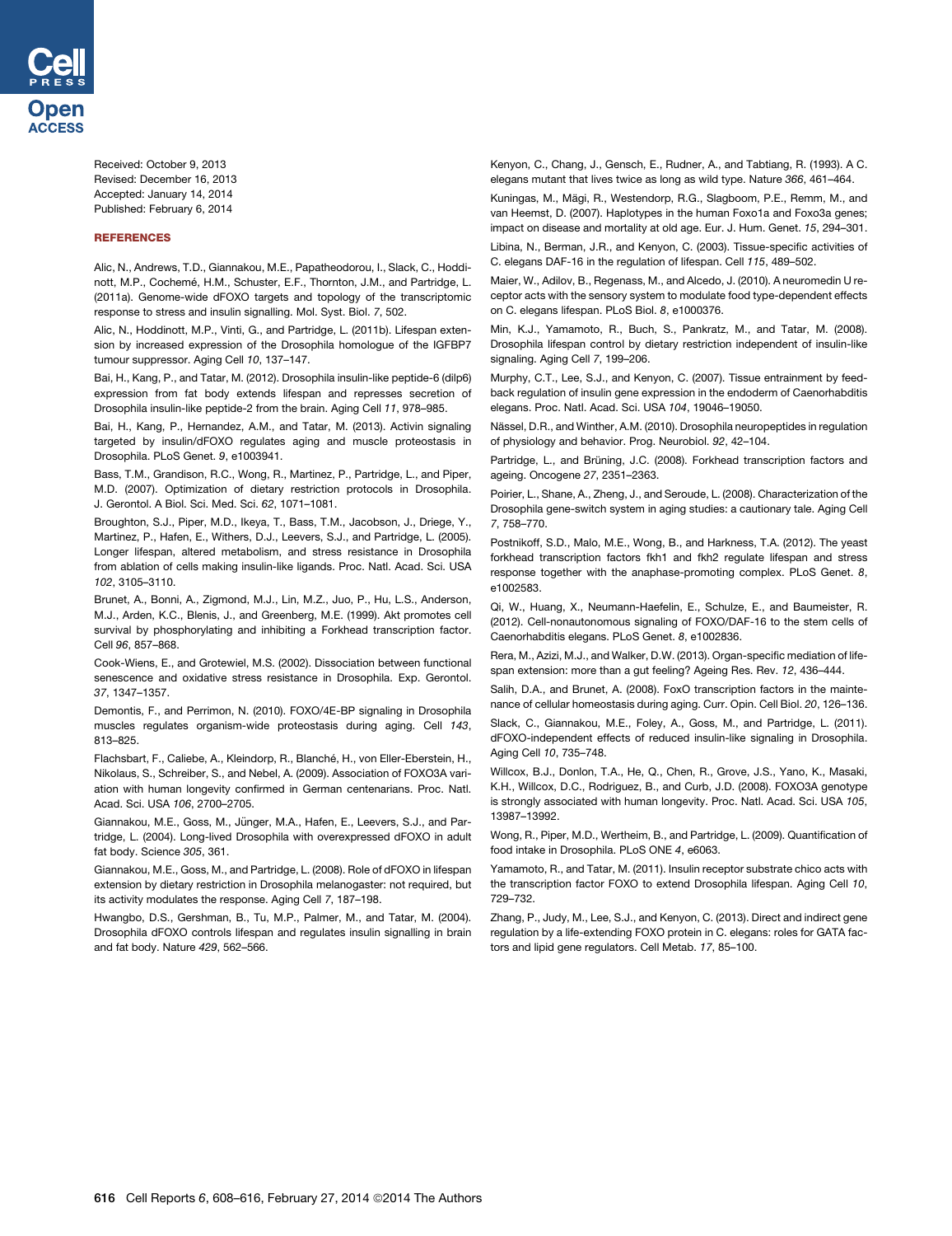Received: October 9, 2013
Revised: December 16, 2013
Accepted: January 14, 2014
Published: February 6, 2014

## REFERENCES

Alic, N., Andrews, T.D., Giannakou, M.E., Papatheodorou, I., Slack, C., Hoddinott, M.P., Cochemé, H.M., Schuster, E.F., Thornton, J.M., and Partridge, L. (2011a). Genome-wide dFOXO targets and topology of the transcriptomic response to stress and insulin signalling. Mol. Syst. Biol. *7*, 502.

Alic, N., Hoddinott, M.P., Vinti, G., and Partridge, L. (2011b). Lifespan extension by increased expression of the Drosophila homologue of the IGFBP7 tumour suppressor. Aging Cell *10*, 137–147.

Bai, H., Kang, P., and Tatar, M. (2012). Drosophila insulin-like peptide-6 (dilp6) expression from fat body extends lifespan and represses secretion of Drosophila insulin-like peptide-2 from the brain. Aging Cell *11*, 978–985.

Bai, H., Kang, P., Hernandez, A.M., and Tatar, M. (2013). Activin signaling targeted by insulin/dFOXO regulates aging and muscle proteostasis in Drosophila. PLoS Genet. *9*, e1003941.

Bass, T.M., Grandison, R.C., Wong, R., Martinez, P., Partridge, L., and Piper, M.D. (2007). Optimization of dietary restriction protocols in Drosophila. J. Gerontol. A Biol. Sci. Med. Sci. *62*, 1071–1081.

Broughton, S.J., Piper, M.D., Ikeya, T., Bass, T.M., Jacobson, J., Driege, Y., Martinez, P., Hafen, E., Withers, D.J., Leevers, S.J., and Partridge, L. (2005). Longer lifespan, altered metabolism, and stress resistance in Drosophila from ablation of cells making insulin-like ligands. Proc. Natl. Acad. Sci. USA *102*, 3105–3110.

Brunet, A., Bonni, A., Zigmond, M.J., Lin, M.Z., Juo, P., Hu, L.S., Anderson, M.J., Arden, K.C., Blenis, J., and Greenberg, M.E. (1999). Akt promotes cell survival by phosphorylating and inhibiting a Forkhead transcription factor. Cell *96*, 857–868.

Cook-Wiens, E., and Grotewiel, M.S. (2002). Dissociation between functional senescence and oxidative stress resistance in Drosophila. Exp. Gerontol. *37*, 1347–1357.

Demontis, F., and Perrimon, N. (2010). FOXO/4E-BP signaling in Drosophila muscles regulates organism-wide proteostasis during aging. Cell *143*, 813–825.

Flachsbart, F., Caliebe, A., Kleindorp, R., Blanché, H., von Eller-Eberstein, H., Nikolaus, S., Schreiber, S., and Nebel, A. (2009). Association of FOXO3A variation with human longevity confirmed in German centenarians. Proc. Natl. Acad. Sci. USA *106*, 2700–2705.

Giannakou, M.E., Goss, M., Jünger, M.A., Hafen, E., Leevers, S.J., and Partridge, L. (2004). Long-lived Drosophila with overexpressed dFOXO in adult fat body. Science *305*, 361.

Giannakou, M.E., Goss, M., and Partridge, L. (2008). Role of dFOXO in lifespan extension by dietary restriction in Drosophila melanogaster: not required, but its activity modulates the response. Aging Cell *7*, 187–198.

Hwangbo, D.S., Gershman, B., Tu, M.P., Palmer, M., and Tatar, M. (2004). Drosophila dFOXO controls lifespan and regulates insulin signalling in brain and fat body. Nature *429*, 562–566.

Kenyon, C., Chang, J., Gensch, E., Rudner, A., and Tabtiang, R. (1993). A C. elegans mutant that lives twice as long as wild type. Nature *366*, 461–464.

Kuningas, M., Mägi, R., Westendorp, R.G., Slagboom, P.E., Remm, M., and van Heemst, D. (2007). Haplotypes in the human Foxo1a and Foxo3a genes; impact on disease and mortality at old age. Eur. J. Hum. Genet. *15*, 294–301.

Libina, N., Berman, J.R., and Kenyon, C. (2003). Tissue-specific activities of C. elegans DAF-16 in the regulation of lifespan. Cell *115*, 489–502.

Maier, W., Adilov, B., Regenass, M., and Alcedo, J. (2010). A neuromedin U receptor acts with the sensory system to modulate food type-dependent effects on C. elegans lifespan. PLoS Biol. *8*, e1000376.

Min, K.J., Yamamoto, R., Buch, S., Pankratz, M., and Tatar, M. (2008). Drosophila lifespan control by dietary restriction independent of insulin-like signaling. Aging Cell *7*, 199–206.

Murphy, C.T., Lee, S.J., and Kenyon, C. (2007). Tissue entrainment by feedback regulation of insulin gene expression in the endoderm of Caenorhabditis elegans. Proc. Natl. Acad. Sci. USA *104*, 19046–19050.

Nässel, D.R., and Winther, A.M. (2010). Drosophila neuropeptides in regulation of physiology and behavior. Prog. Neurobiol. *92*, 42–104.

Partridge, L., and Brüning, J.C. (2008). Forkhead transcription factors and ageing. Oncogene *27*, 2351–2363.

Poirier, L., Shane, A., Zheng, J., and Seroude, L. (2008). Characterization of the Drosophila gene-switch system in aging studies: a cautionary tale. Aging Cell *7*, 758–770.

Postnikoff, S.D., Malo, M.E., Wong, B., and Harkness, T.A. (2012). The yeast forkhead transcription factors fkh1 and fkh2 regulate lifespan and stress response together with the anaphase-promoting complex. PLoS Genet. *8*, e1002583.

Qi, W., Huang, X., Neumann-Haefelin, E., Schulze, E., and Baumeister, R. (2012). Cell-nonautonomous signaling of FOXO/DAF-16 to the stem cells of Caenorhabditis elegans. PLoS Genet. *8*, e1002836.

Rera, M., Azizi, M.J., and Walker, D.W. (2013). Organ-specific mediation of lifespan extension: more than a gut feeling? Ageing Res. Rev. *12*, 436–444.

Salih, D.A., and Brunet, A. (2008). FoxO transcription factors in the maintenance of cellular homeostasis during aging. Curr. Opin. Cell Biol. *20*, 126–136.

Slack, C., Giannakou, M.E., Foley, A., Goss, M., and Partridge, L. (2011). dFOXO-independent effects of reduced insulin-like signaling in Drosophila. Aging Cell *10*, 735–748.

Willcox, B.J., Donlon, T.A., He, Q., Chen, R., Grove, J.S., Yano, K., Masaki, K.H., Willcox, D.C., Rodriguez, B., and Curb, J.D. (2008). FOXO3A genotype is strongly associated with human longevity. Proc. Natl. Acad. Sci. USA *105*, 13987–13992.

Wong, R., Piper, M.D., Wertheim, B., and Partridge, L. (2009). Quantification of food intake in Drosophila. PLoS ONE *4*, e6063.

Yamamoto, R., and Tatar, M. (2011). Insulin receptor substrate chico acts with the transcription factor FOXO to extend Drosophila lifespan. Aging Cell *10*, 729–732.

Zhang, P., Judy, M., Lee, S.J., and Kenyon, C. (2013). Direct and indirect gene regulation by a life-extending FOXO protein in C. elegans: roles for GATA factors and lipid gene regulators. Cell Metab. *17*, 85–100.